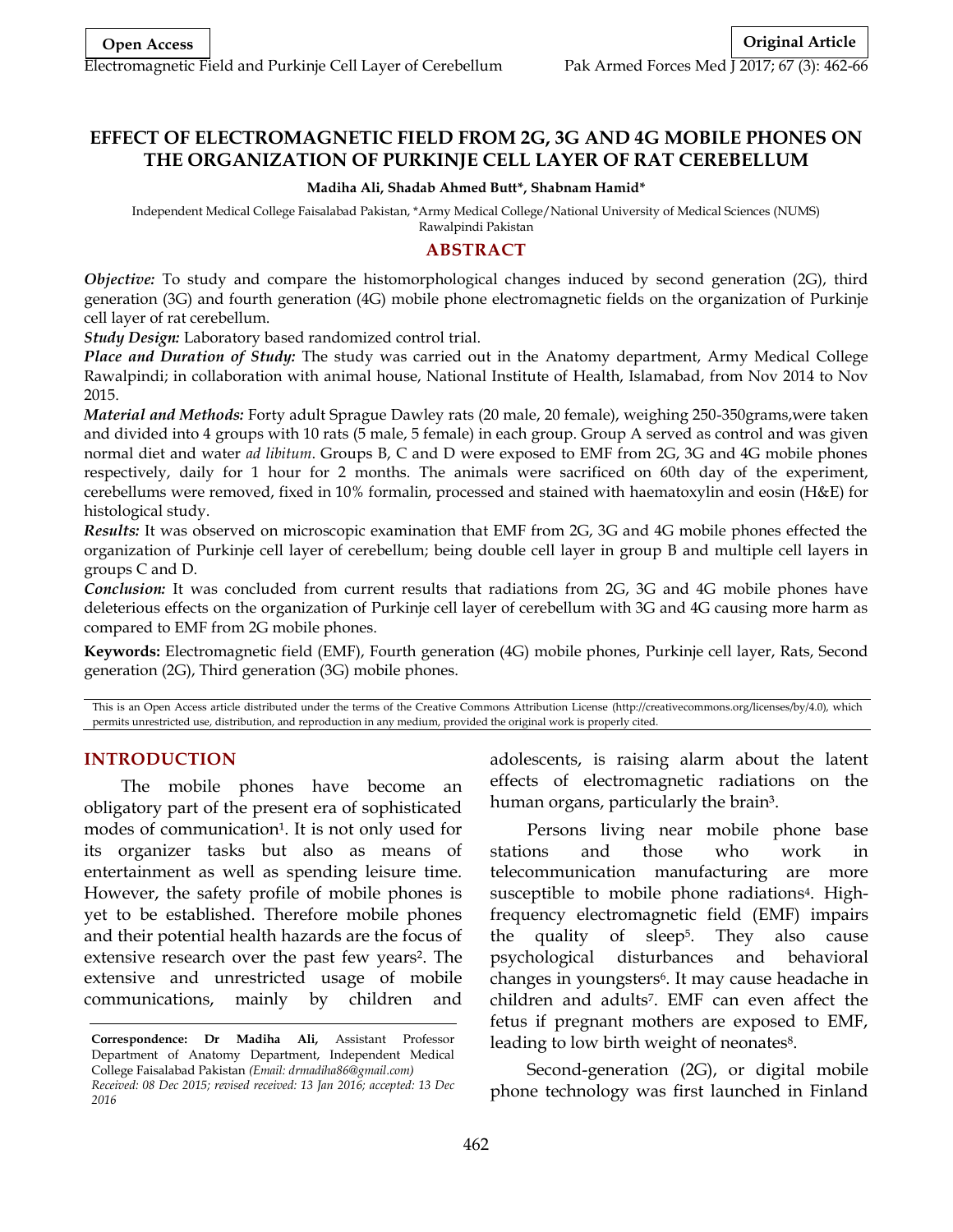Open Access

Original Article

# EFFECT OF ELECTROMAGNETIC FIELD FROM 2G, 3G AND 4G MOBILE PHONES ON THE ORGANIZATION OF PURKINJE CELL LAYER OF RAT CEREBELLUM

**Madiha Ali, Shadab Ahmed Butt\*, Shabnam Hamid\***

Independent Medical College Faisalabad Pakistan, \*Army Medical College/National University of Medical Sciences (NUMS) Rawalpindi Pakistan

## ABSTRACT

***Objective:*** To study and compare the histomorphological changes induced by second generation (2G), third generation (3G) and fourth generation (4G) mobile phone electromagnetic fields on the organization of Purkinje cell layer of rat cerebellum.

***Study Design:*** Laboratory based randomized control trial.

***Place and Duration of Study:*** The study was carried out in the Anatomy department, Army Medical College Rawalpindi; in collaboration with animal house, National Institute of Health, Islamabad, from Nov 2014 to Nov 2015.

***Material and Methods:*** Forty adult Sprague Dawley rats (20 male, 20 female), weighing 250-350grams,were taken and divided into 4 groups with 10 rats (5 male, 5 female) in each group. Group A served as control and was given normal diet and water *ad libitum*. Groups B, C and D were exposed to EMF from 2G, 3G and 4G mobile phones respectively, daily for 1 hour for 2 months. The animals were sacrificed on 60th day of the experiment, cerebellums were removed, fixed in 10% formalin, processed and stained with haematoxylin and eosin (H&E) for histological study.

***Results:*** It was observed on microscopic examination that EMF from 2G, 3G and 4G mobile phones effected the organization of Purkinje cell layer of cerebellum; being double cell layer in group B and multiple cell layers in groups C and D.

***Conclusion:*** It was concluded from current results that radiations from 2G, 3G and 4G mobile phones have deleterious effects on the organization of Purkinje cell layer of cerebellum with 3G and 4G causing more harm as compared to EMF from 2G mobile phones.

**Keywords:** Electromagnetic field (EMF), Fourth generation (4G) mobile phones, Purkinje cell layer, Rats, Second generation (2G), Third generation (3G) mobile phones.

This is an Open Access article distributed under the terms of the Creative Commons Attribution License (http://creativecommons.org/licenses/by/4.0), which permits unrestricted use, distribution, and reproduction in any medium, provided the original work is properly cited.

## INTRODUCTION

The mobile phones have become an obligatory part of the present era of sophisticated modes of communication[1]. It is not only used for its organizer tasks but also as means of entertainment as well as spending leisure time. However, the safety profile of mobile phones is yet to be established. Therefore mobile phones and their potential health hazards are the focus of extensive research over the past few years[2]. The extensive and unrestricted usage of mobile communications, mainly by children and adolescents, is raising alarm about the latent effects of electromagnetic radiations on the human organs, particularly the brain[3].

Persons living near mobile phone base stations and those who work in telecommunication manufacturing are more susceptible to mobile phone radiations[4]. High-frequency electromagnetic field (EMF) impairs the quality of sleep[5]. They also cause psychological disturbances and behavioral changes in youngsters[6]. It may cause headache in children and adults[7]. EMF can even affect the fetus if pregnant mothers are exposed to EMF, leading to low birth weight of neonates[8].

Second-generation (2G), or digital mobile phone technology was first launched in Finland

**Correspondence: Dr Madiha Ali,** Assistant Professor Department of Anatomy Department, Independent Medical College Faisalabad Pakistan *(Email: drmadiha86@gmail.com)*
*Received: 08 Dec 2015; revised received: 13 Jan 2016; accepted: 13 Dec 2016*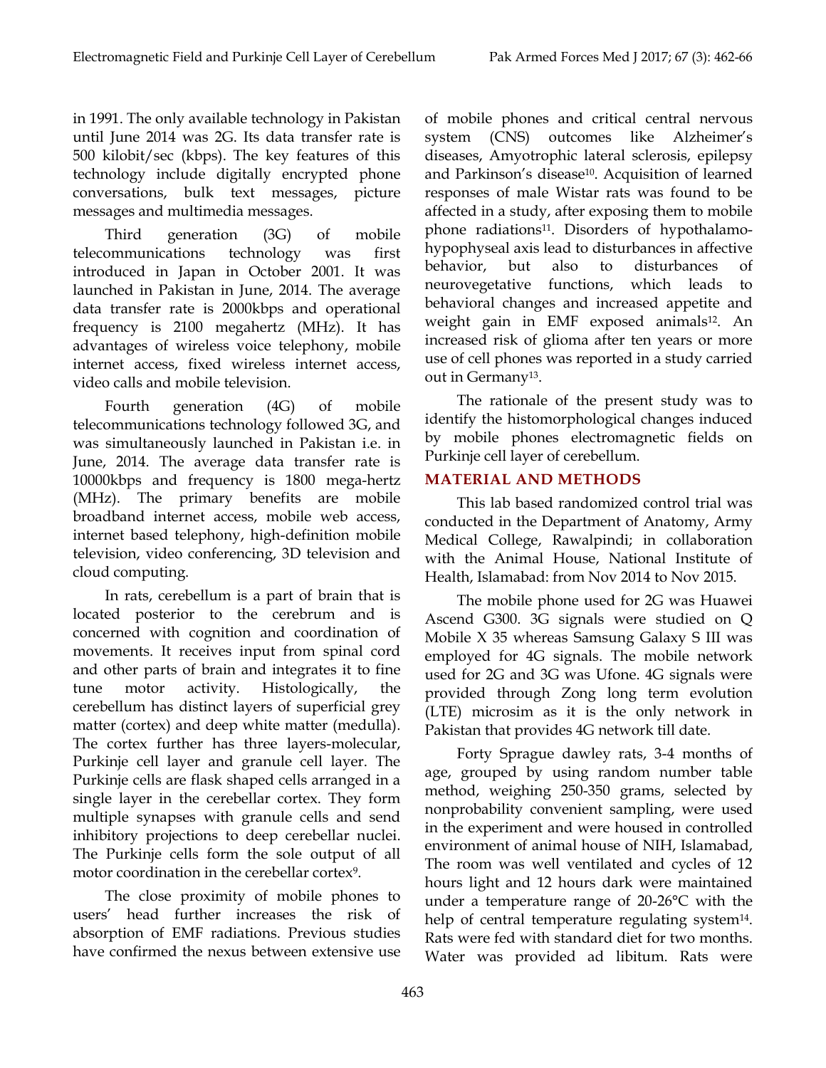in 1991. The only available technology in Pakistan until June 2014 was 2G. Its data transfer rate is 500 kilobit/sec (kbps). The key features of this technology include digitally encrypted phone conversations, bulk text messages, picture messages and multimedia messages.

Third generation (3G) of mobile telecommunications technology was first introduced in Japan in October 2001. It was launched in Pakistan in June, 2014. The average data transfer rate is 2000kbps and operational frequency is 2100 megahertz (MHz). It has advantages of wireless voice telephony, mobile internet access, fixed wireless internet access, video calls and mobile television.

Fourth generation (4G) of mobile telecommunications technology followed 3G, and was simultaneously launched in Pakistan i.e. in June, 2014. The average data transfer rate is 10000kbps and frequency is 1800 mega-hertz (MHz). The primary benefits are mobile broadband internet access, mobile web access, internet based telephony, high-definition mobile television, video conferencing, 3D television and cloud computing.

In rats, cerebellum is a part of brain that is located posterior to the cerebrum and is concerned with cognition and coordination of movements. It receives input from spinal cord and other parts of brain and integrates it to fine tune motor activity. Histologically, the cerebellum has distinct layers of superficial grey matter (cortex) and deep white matter (medulla). The cortex further has three layers-molecular, Purkinje cell layer and granule cell layer. The Purkinje cells are flask shaped cells arranged in a single layer in the cerebellar cortex. They form multiple synapses with granule cells and send inhibitory projections to deep cerebellar nuclei. The Purkinje cells form the sole output of all motor coordination in the cerebellar cortex[9].

The close proximity of mobile phones to users' head further increases the risk of absorption of EMF radiations. Previous studies have confirmed the nexus between extensive use of mobile phones and critical central nervous system (CNS) outcomes like Alzheimer's diseases, Amyotrophic lateral sclerosis, epilepsy and Parkinson's disease[10]. Acquisition of learned responses of male Wistar rats was found to be affected in a study, after exposing them to mobile phone radiations[11]. Disorders of hypothalamo-hypophyseal axis lead to disturbances in affective behavior, but also to disturbances of neurovegetative functions, which leads to behavioral changes and increased appetite and weight gain in EMF exposed animals[12]. An increased risk of glioma after ten years or more use of cell phones was reported in a study carried out in Germany[13].

The rationale of the present study was to identify the histomorphological changes induced by mobile phones electromagnetic fields on Purkinje cell layer of cerebellum.

## MATERIAL AND METHODS

This lab based randomized control trial was conducted in the Department of Anatomy, Army Medical College, Rawalpindi; in collaboration with the Animal House, National Institute of Health, Islamabad: from Nov 2014 to Nov 2015.

The mobile phone used for 2G was Huawei Ascend G300. 3G signals were studied on Q Mobile X 35 whereas Samsung Galaxy S III was employed for 4G signals. The mobile network used for 2G and 3G was Ufone. 4G signals were provided through Zong long term evolution (LTE) microsim as it is the only network in Pakistan that provides 4G network till date.

Forty Sprague dawley rats, 3-4 months of age, grouped by using random number table method, weighing 250-350 grams, selected by nonprobability convenient sampling, were used in the experiment and were housed in controlled environment of animal house of NIH, Islamabad, The room was well ventilated and cycles of 12 hours light and 12 hours dark were maintained under a temperature range of 20-26°C with the help of central temperature regulating system[14]. Rats were fed with standard diet for two months. Water was provided ad libitum. Rats were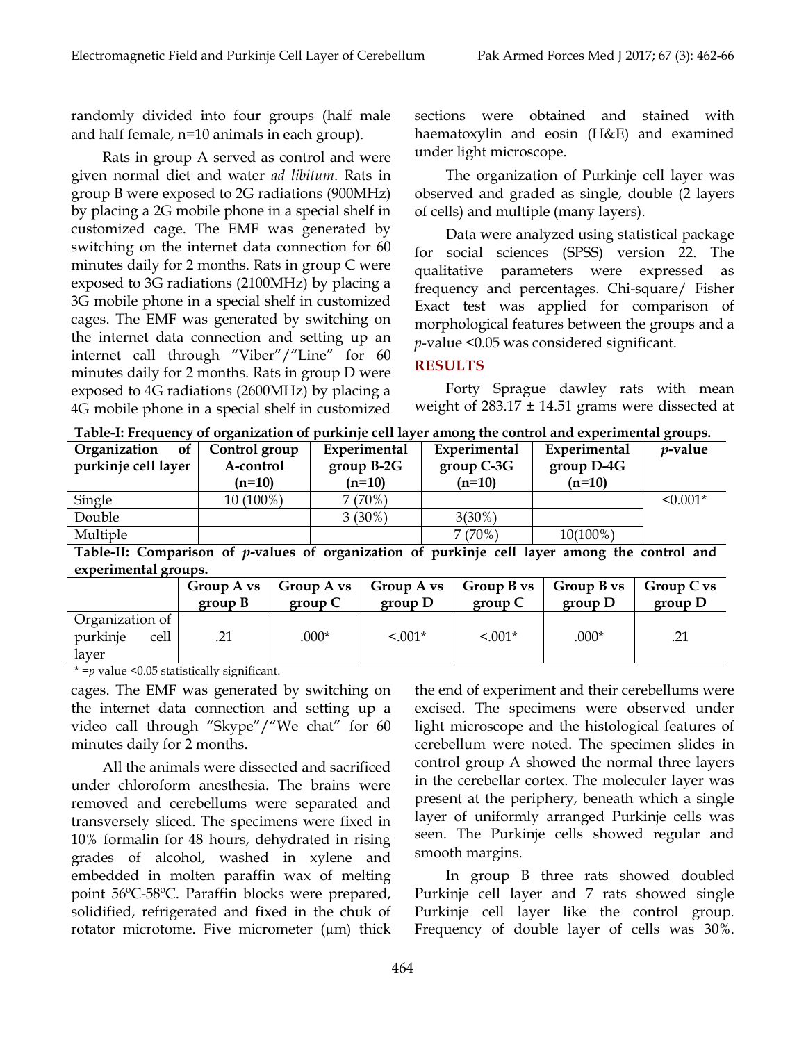randomly divided into four groups (half male and half female, n=10 animals in each group).

Rats in group A served as control and were given normal diet and water *ad libitum*. Rats in group B were exposed to 2G radiations (900MHz) by placing a 2G mobile phone in a special shelf in customized cage. The EMF was generated by switching on the internet data connection for 60 minutes daily for 2 months. Rats in group C were exposed to 3G radiations (2100MHz) by placing a 3G mobile phone in a special shelf in customized cages. The EMF was generated by switching on the internet data connection and setting up an internet call through "Viber"/"Line" for 60 minutes daily for 2 months. Rats in group D were exposed to 4G radiations (2600MHz) by placing a 4G mobile phone in a special shelf in customized cages. The EMF was generated by switching on the internet data connection and setting up a video call through "Skype"/"We chat" for 60 minutes daily for 2 months.

All the animals were dissected and sacrificed under chloroform anesthesia. The brains were removed and cerebellums were separated and transversely sliced. The specimens were fixed in 10% formalin for 48 hours, dehydrated in rising grades of alcohol, washed in xylene and embedded in molten paraffin wax of melting point 56°C-58°C. Paraffin blocks were prepared, solidified, refrigerated and fixed in the chuk of rotator microtome. Five micrometer (μm) thick sections were obtained and stained with haematoxylin and eosin (H&E) and examined under light microscope.

The organization of Purkinje cell layer was observed and graded as single, double (2 layers of cells) and multiple (many layers).

Data were analyzed using statistical package for social sciences (SPSS) version 22. The qualitative parameters were expressed as frequency and percentages. Chi-square/ Fisher Exact test was applied for comparison of morphological features between the groups and a *p*-value <0.05 was considered significant.

## RESULTS

Forty Sprague dawley rats with mean weight of 283.17 ± 14.51 grams were dissected at the end of experiment and their cerebellums were excised. The specimens were observed under light microscope and the histological features of cerebellum were noted. The specimen slides in control group A showed the normal three layers in the cerebellar cortex. The moleculer layer was present at the periphery, beneath which a single layer of uniformly arranged Purkinje cells was seen. The Purkinje cells showed regular and smooth margins.

**Table-I: Frequency of organization of purkinje cell layer among the control and experimental groups.**

| Organization of purkinje cell layer | Control group A-control (n=10) | Experimental group B-2G (n=10) | Experimental group C-3G (n=10) | Experimental group D-4G (n=10) | *p*-value |
|---|---|---|---|---|---|
| Single | 10 (100%) | 7 (70%) | | | <0.001* |
| Double | | 3 (30%) | 3(30%) | | |
| Multiple | | | 7 (70%) | 10(100%) | |

**Table-II: Comparison of *p*-values of organization of purkinje cell layer among the control and experimental groups.**

| | Group A vs group B | Group A vs group C | Group A vs group D | Group B vs group C | Group B vs group D | Group C vs group D |
|---|---|---|---|---|---|---|
| Organization of purkinje cell layer | .21 | .000* | <.001* | <.001* | .000* | .21 |

* =*p* value <0.05 statistically significant.

In group B three rats showed doubled Purkinje cell layer and 7 rats showed single Purkinje cell layer like the control group. Frequency of double layer of cells was 30%.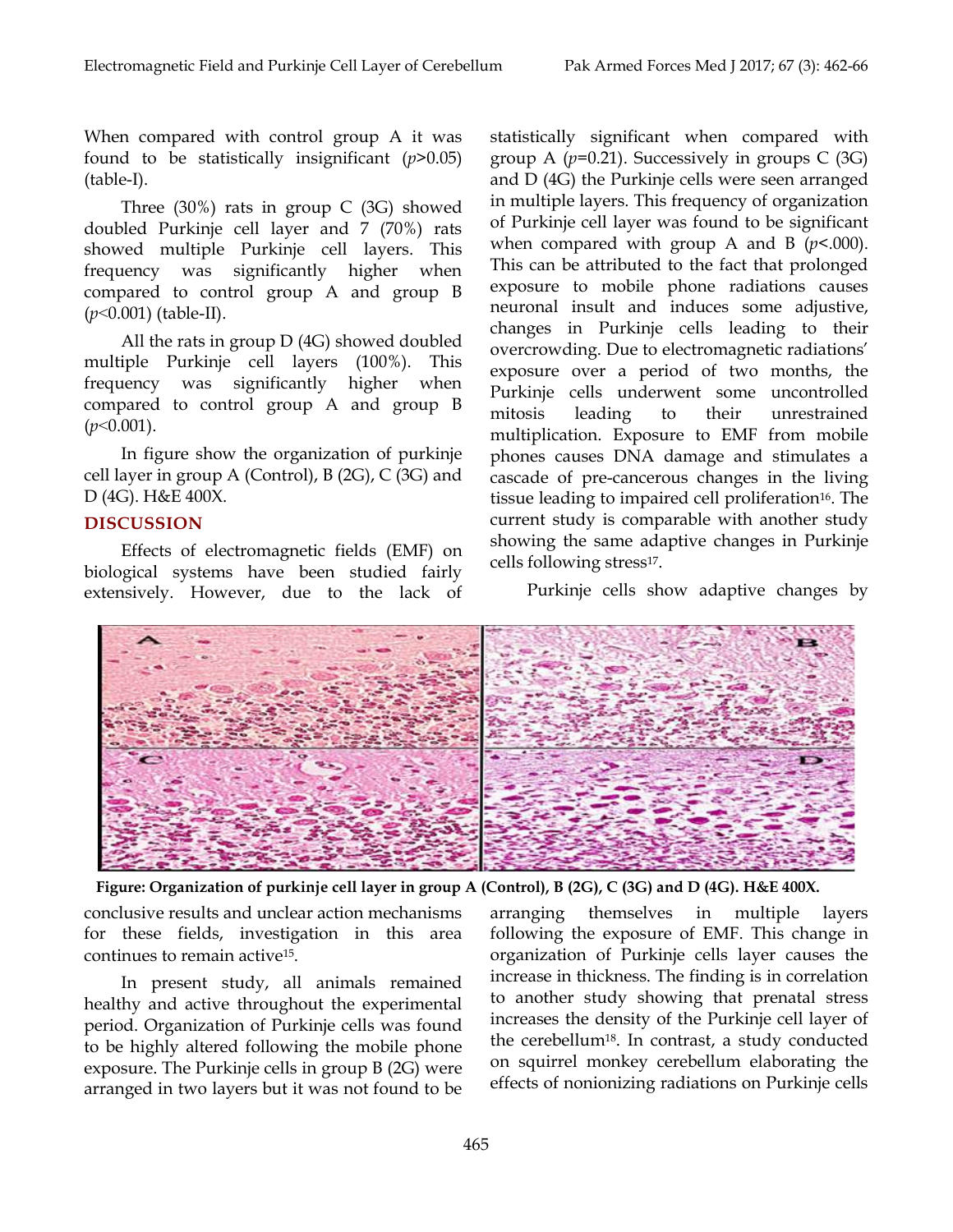When compared with control group A it was found to be statistically insignificant ($p>0.05$) (table-I).

Three (30%) rats in group C (3G) showed doubled Purkinje cell layer and 7 (70%) rats showed multiple Purkinje cell layers. This frequency was significantly higher when compared to control group A and group B ($p<0.001$) (table-II).

All the rats in group D (4G) showed doubled multiple Purkinje cell layers (100%). This frequency was significantly higher when compared to control group A and group B ($p<0.001$).

In figure show the organization of purkinje cell layer in group A (Control), B (2G), C (3G) and D (4G). H&E 400X.

## DISCUSSION

Effects of electromagnetic fields (EMF) on biological systems have been studied fairly extensively. However, due to the lack of conclusive results and unclear action mechanisms for these fields, investigation in this area continues to remain active[15].

In present study, all animals remained healthy and active throughout the experimental period. Organization of Purkinje cells was found to be highly altered following the mobile phone exposure. The Purkinje cells in group B (2G) were arranged in two layers but it was not found to be statistically significant when compared with group A ($p=0.21$). Successively in groups C (3G) and D (4G) the Purkinje cells were seen arranged in multiple layers. This frequency of organization of Purkinje cell layer was found to be significant when compared with group A and B ($p<.000$). This can be attributed to the fact that prolonged exposure to mobile phone radiations causes neuronal insult and induces some adjustive, changes in Purkinje cells leading to their overcrowding. Due to electromagnetic radiations' exposure over a period of two months, the Purkinje cells underwent some uncontrolled mitosis leading to their unrestrained multiplication. Exposure to EMF from mobile phones causes DNA damage and stimulates a cascade of pre-cancerous changes in the living tissue leading to impaired cell proliferation[16]. The current study is comparable with another study showing the same adaptive changes in Purkinje cells following stress[17].

Purkinje cells show adaptive changes by arranging themselves in multiple layers following the exposure of EMF. This change in organization of Purkinje cells layer causes the increase in thickness. The finding is in correlation to another study showing that prenatal stress increases the density of the Purkinje cell layer of the cerebellum[18]. In contrast, a study conducted on squirrel monkey cerebellum elaborating the effects of nonionizing radiations on Purkinje cells

A

B

C

D

**Figure: Organization of purkinje cell layer in group A (Control), B (2G), C (3G) and D (4G). H&E 400X.**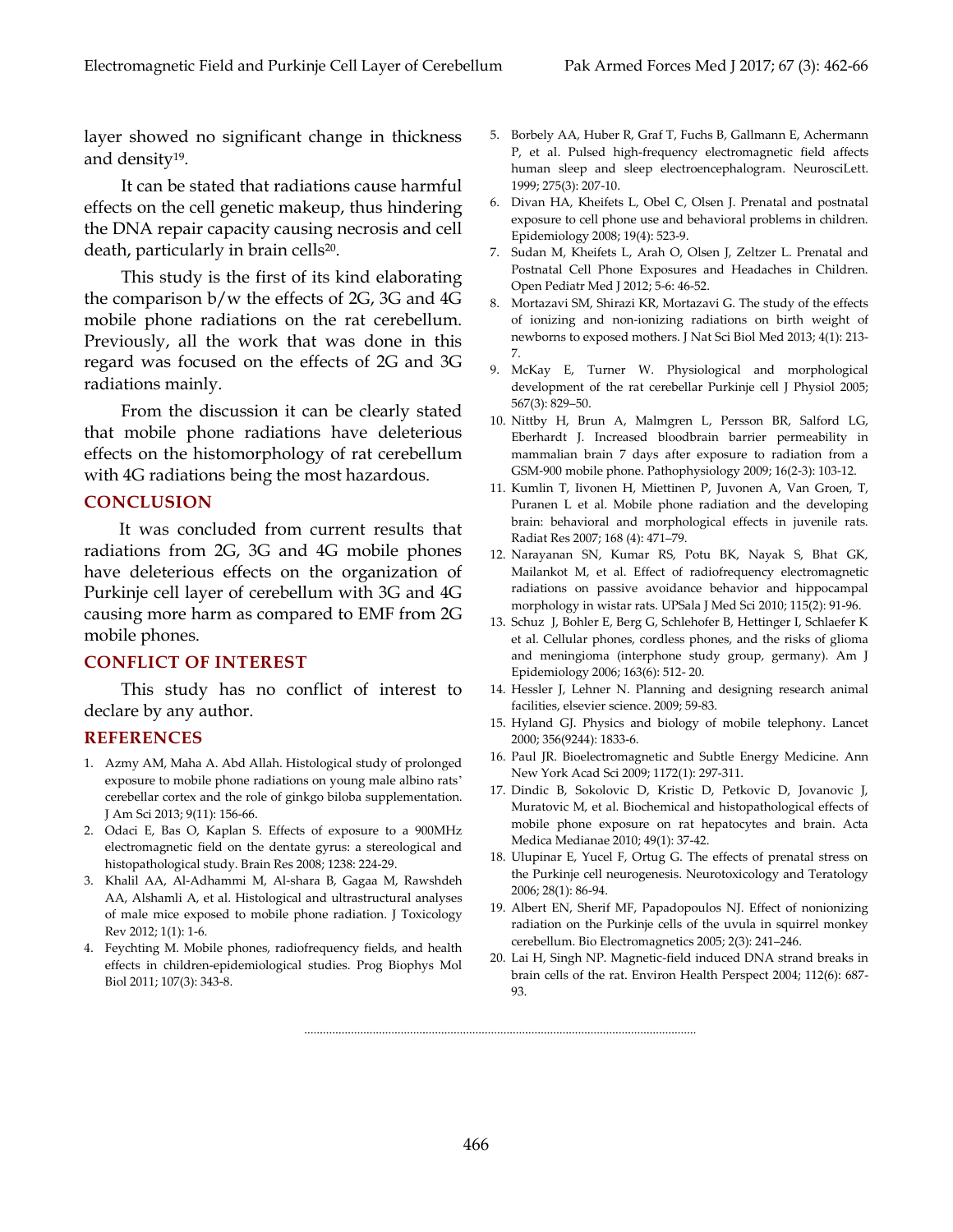layer showed no significant change in thickness and density[19].

It can be stated that radiations cause harmful effects on the cell genetic makeup, thus hindering the DNA repair capacity causing necrosis and cell death, particularly in brain cells[20].

This study is the first of its kind elaborating the comparison b/w the effects of 2G, 3G and 4G mobile phone radiations on the rat cerebellum. Previously, all the work that was done in this regard was focused on the effects of 2G and 3G radiations mainly.

From the discussion it can be clearly stated that mobile phone radiations have deleterious effects on the histomorphology of rat cerebellum with 4G radiations being the most hazardous.

## CONCLUSION

It was concluded from current results that radiations from 2G, 3G and 4G mobile phones have deleterious effects on the organization of Purkinje cell layer of cerebellum with 3G and 4G causing more harm as compared to EMF from 2G mobile phones.

## CONFLICT OF INTEREST

This study has no conflict of interest to declare by any author.

## REFERENCES

1. Azmy AM, Maha A. Abd Allah. Histological study of prolonged exposure to mobile phone radiations on young male albino rats' cerebellar cortex and the role of ginkgo biloba supplementation. J Am Sci 2013; 9(11): 156-66.
2. Odaci E, Bas O, Kaplan S. Effects of exposure to a 900MHz electromagnetic field on the dentate gyrus: a stereological and histopathological study. Brain Res 2008; 1238: 224-29.
3. Khalil AA, Al-Adhammi M, Al-shara B, Gagaa M, Rawshdeh AA, Alshamli A, et al. Histological and ultrastructural analyses of male mice exposed to mobile phone radiation. J Toxicology Rev 2012; 1(1): 1-6.
4. Feychting M. Mobile phones, radiofrequency fields, and health effects in children-epidemiological studies. Prog Biophys Mol Biol 2011; 107(3): 343-8.
5. Borbely AA, Huber R, Graf T, Fuchs B, Gallmann E, Achermann P, et al. Pulsed high-frequency electromagnetic field affects human sleep and sleep electroencephalogram. NeurosciLett. 1999; 275(3): 207-10.
6. Divan HA, Kheifets L, Obel C, Olsen J. Prenatal and postnatal exposure to cell phone use and behavioral problems in children. Epidemiology 2008; 19(4): 523-9.
7. Sudan M, Kheifets L, Arah O, Olsen J, Zeltzer L. Prenatal and Postnatal Cell Phone Exposures and Headaches in Children. Open Pediatr Med J 2012; 5-6: 46-52.
8. Mortazavi SM, Shirazi KR, Mortazavi G. The study of the effects of ionizing and non-ionizing radiations on birth weight of newborns to exposed mothers. J Nat Sci Biol Med 2013; 4(1): 213-7.
9. McKay E, Turner W. Physiological and morphological development of the rat cerebellar Purkinje cell J Physiol 2005; 567(3): 829–50.
10. Nittby H, Brun A, Malmgren L, Persson BR, Salford LG, Eberhardt J. Increased bloodbrain barrier permeability in mammalian brain 7 days after exposure to radiation from a GSM-900 mobile phone. Pathophysiology 2009; 16(2-3): 103-12.
11. Kumlin T, Iivonen H, Miettinen P, Juvonen A, Van Groen, T, Puranen L et al. Mobile phone radiation and the developing brain: behavioral and morphological effects in juvenile rats. Radiat Res 2007; 168 (4): 471–79.
12. Narayanan SN, Kumar RS, Potu BK, Nayak S, Bhat GK, Mailankot M, et al. Effect of radiofrequency electromagnetic radiations on passive avoidance behavior and hippocampal morphology in wistar rats. UPSala J Med Sci 2010; 115(2): 91-96.
13. Schuz J, Bohler E, Berg G, Schlehofer B, Hettinger I, Schlaefer K et al. Cellular phones, cordless phones, and the risks of glioma and meningioma (interphone study group, germany). Am J Epidemiology 2006; 163(6): 512- 20.
14. Hessler J, Lehner N. Planning and designing research animal facilities, elsevier science. 2009; 59-83.
15. Hyland GJ. Physics and biology of mobile telephony. Lancet 2000; 356(9244): 1833-6.
16. Paul JR. Bioelectromagnetic and Subtle Energy Medicine. Ann New York Acad Sci 2009; 1172(1): 297-311.
17. Dindic B, Sokolovic D, Kristic D, Petkovic D, Jovanovic J, Muratovic M, et al. Biochemical and histopathological effects of mobile phone exposure on rat hepatocytes and brain. Acta Medica Medianae 2010; 49(1): 37-42.
18. Ulupinar E, Yucel F, Ortug G. The effects of prenatal stress on the Purkinje cell neurogenesis. Neurotoxicology and Teratology 2006; 28(1): 86-94.
19. Albert EN, Sherif MF, Papadopoulos NJ. Effect of nonionizing radiation on the Purkinje cells of the uvula in squirrel monkey cerebellum. Bio Electromagnetics 2005; 2(3): 241–246.
20. Lai H, Singh NP. Magnetic-field induced DNA strand breaks in brain cells of the rat. Environ Health Perspect 2004; 112(6): 687-93.